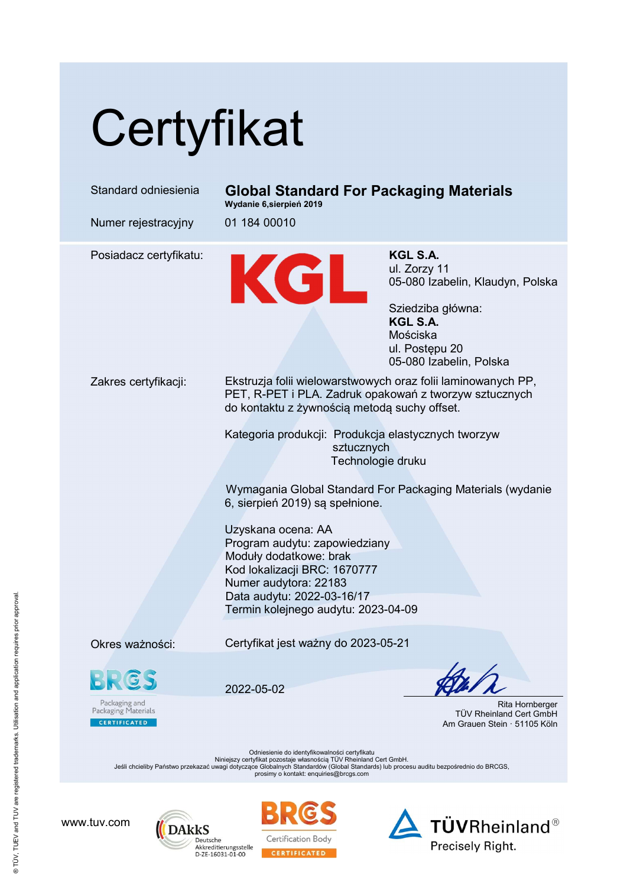# Certyfikat

| | |
|---|---|
| Standard odniesienia | **Global Standard For Packaging Materials**<br>**Wydanie 6,sierpień 2019** |
| Numer rejestracyjny | 01 184 00010 |

Posiadacz certyfikatu:

KGL

**KGL S.A.**
ul. Zorzy 11
05-080 Izabelin, Klaudyn, Polska

Sziedziba główna:
**KGL S.A.**
Mościska
ul. Postępu 20
05-080 Izabelin, Polska

Zakres certyfikacji:

Ekstruzja folii wielowarstwowych oraz folii laminowanych PP, PET, R-PET i PLA. Zadruk opakowań z tworzyw sztucznych do kontaktu z żywnością metodą suchy offset.

Kategoria produkcji: Produkcja elastycznych tworzyw sztucznych
Technologie druku

Wymagania Global Standard For Packaging Materials (wydanie 6, sierpień 2019) są spełnione.

Uzyskana ocena: AA
Program audytu: zapowiedziany
Moduły dodatkowe: brak
Kod lokalizacji BRC: 1670777
Numer audytora: 22183
Data audytu: 2022-03-16/17
Termin kolejnego audytu: 2023-04-09

Okres ważności: Certyfikat jest ważny do 2023-05-21

BRCGS Packaging and Packaging Materials CERTIFICATED

2022-05-02

Rita Hornberger
TÜV Rheinland Cert GmbH
Am Grauen Stein · 51105 Köln

Odniesienie do identyfikowalności certyfikatu
Niniejszy certyfikat pozostaje własnością TÜV Rheinland Cert GmbH.
Jeśli chcieliby Państwo przekazać uwagi dotyczące Globalnych Standardów (Global Standards) lub procesu auditu bezpośrednio do BRCGS, prosimy o kontakt: enquiries@brcgs.com

www.tuv.com

DAkkS Deutsche Akkreditierungsstelle D-ZE-16031-01-00

BRCGS Certification Body CERTIFICATED

TÜVRheinland® Precisely Right.

® TÜV, TUEV and TUV are registered trademarks. Utilisation and application requires prior approval.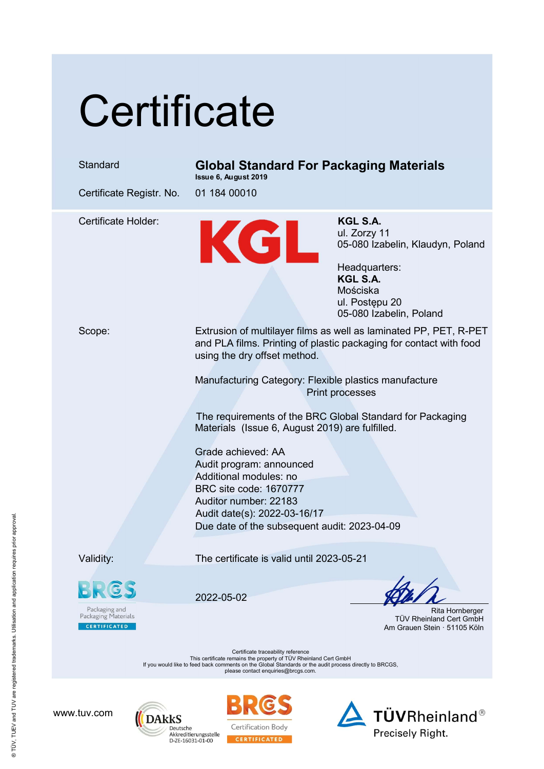# Certificate

| | |
|---|---|
| Standard | **Global Standard For Packaging Materials** **Issue 6, August 2019** |
| Certificate Registr. No. | 01 184 00010 |

Certificate Holder:

KGL

**KGL S.A.**
ul. Zorzy 11
05-080 Izabelin, Klaudyn, Poland

Headquarters:
**KGL S.A.**
Mościska
ul. Postępu 20
05-080 Izabelin, Poland

Scope:

Extrusion of multilayer films as well as laminated PP, PET, R-PET and PLA films. Printing of plastic packaging for contact with food using the dry offset method.

Manufacturing Category: Flexible plastics manufacture
Print processes

The requirements of the BRC Global Standard for Packaging Materials (Issue 6, August 2019) are fulfilled.

Grade achieved: AA
Audit program: announced
Additional modules: no
BRC site code: 1670777
Auditor number: 22183
Audit date(s): 2022-03-16/17
Due date of the subsequent audit: 2023-04-09

Validity: The certificate is valid until 2023-05-21

BRCGS Packaging and Packaging Materials CERTIFICATED

2022-05-02

Rita Hornberger
TÜV Rheinland Cert GmbH
Am Grauen Stein · 51105 Köln

Certificate traceability reference
This certificate remains the property of TÜV Rheinland Cert GmbH
If you would like to feed back comments on the Global Standards or the audit process directly to BRCGS, please contact enquiries@brcgs.com.

www.tuv.com

DAkkS Deutsche Akkreditierungsstelle D-ZE-16031-01-00

BRCGS Certification Body CERTIFICATED

TÜVRheinland® Precisely Right.

® TÜV, TUEV and TUV are registered trademarks. Utilisation and application requires prior approval.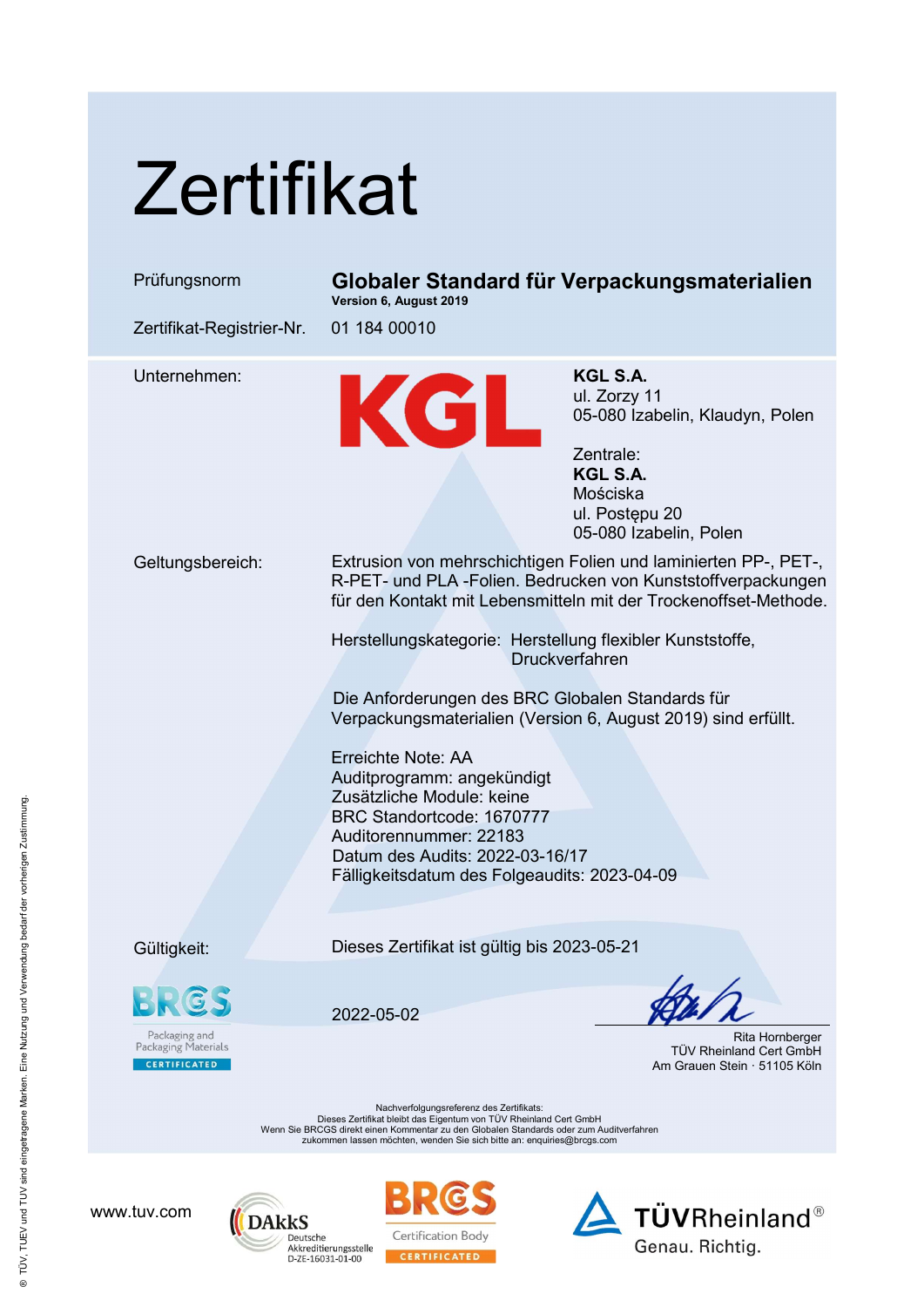# Zertifikat

Prüfungsnorm **Globaler Standard für Verpackungsmaterialien**
**Version 6, August 2019**

Zertifikat-Registrier-Nr. 01 184 00010

Unternehmen:

KGL

**KGL S.A.**
ul. Zorzy 11
05-080 Izabelin, Klaudyn, Polen

Zentrale:
**KGL S.A.**
Mościska
ul. Postępu 20
05-080 Izabelin, Polen

Geltungsbereich: Extrusion von mehrschichtigen Folien und laminierten PP-, PET-, R-PET- und PLA -Folien. Bedrucken von Kunststoffverpackungen für den Kontakt mit Lebensmitteln mit der Trockenoffset-Methode.

Herstellungskategorie: Herstellung flexibler Kunststoffe, Druckverfahren

Die Anforderungen des BRC Globalen Standards für Verpackungsmaterialien (Version 6, August 2019) sind erfüllt.

Erreichte Note: AA
Auditprogramm: angekündigt
Zusätzliche Module: keine
BRC Standortcode: 1670777
Auditorennummer: 22183
Datum des Audits: 2022-03-16/17
Fälligkeitsdatum des Folgeaudits: 2023-04-09

Gültigkeit: Dieses Zertifikat ist gültig bis 2023-05-21

BRCGS
Packaging and Packaging Materials
CERTIFICATED

2022-05-02

Rita Hornberger
TÜV Rheinland Cert GmbH
Am Grauen Stein · 51105 Köln

Nachverfolgungsreferenz des Zertifikats:
Dieses Zertifikat bleibt das Eigentum von TÜV Rheinland Cert GmbH
Wenn Sie BRCGS direkt einen Kommentar zu den Globalen Standards oder zum Auditverfahren zukommen lassen möchten, wenden Sie sich bitte an: enquiries@brcgs.com

www.tuv.com

DAkkS
Deutsche Akkreditierungsstelle
D-ZE-16031-01-00

BRCGS
Certification Body
CERTIFICATED

TÜVRheinland®
Genau. Richtig.

® TÜV, TUEV und TUV sind eingetragene Marken. Eine Nutzung und Verwendung bedarf der vorherigen Zustimmung.